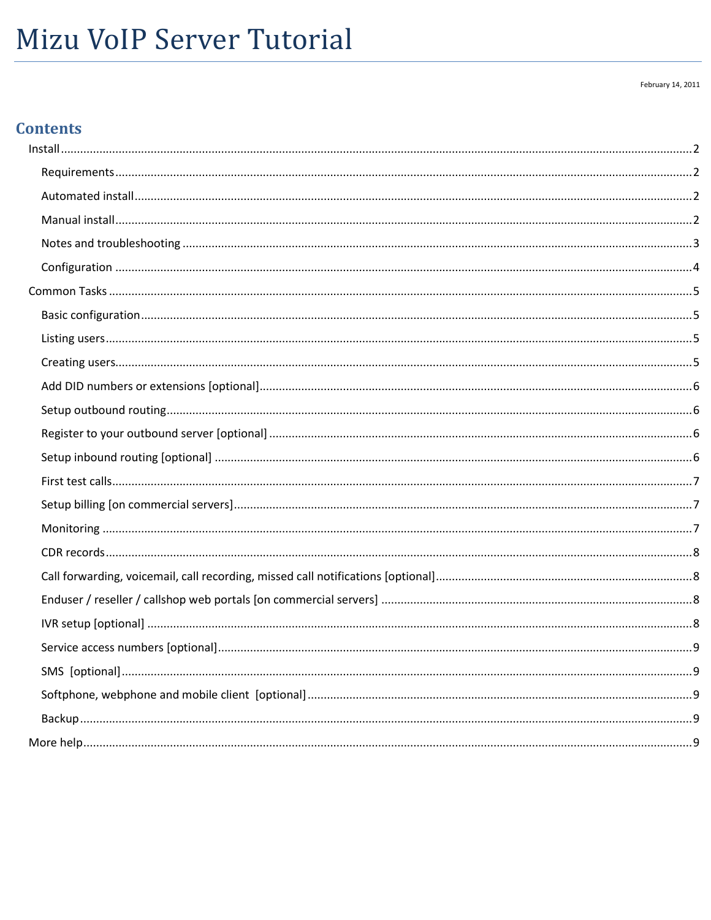# Mizu VoIP Server Tutorial

February 14, 2011

## Contents

- Install ........ 2
  - Requirements ........ 2
  - Automated install ........ 2
  - Manual install ........ 2
  - Notes and troubleshooting ........ 3
  - Configuration ........ 4
- Common Tasks ........ 5
  - Basic configuration ........ 5
  - Listing users ........ 5
  - Creating users ........ 5
  - Add DID numbers or extensions [optional] ........ 6
  - Setup outbound routing ........ 6
  - Register to your outbound server [optional] ........ 6
  - Setup inbound routing [optional] ........ 6
  - First test calls ........ 7
  - Setup billing [on commercial servers] ........ 7
  - Monitoring ........ 7
  - CDR records ........ 8
  - Call forwarding, voicemail, call recording, missed call notifications [optional] ........ 8
  - Enduser / reseller / callshop web portals [on commercial servers] ........ 8
  - IVR setup [optional] ........ 8
  - Service access numbers [optional] ........ 9
  - SMS [optional] ........ 9
  - Softphone, webphone and mobile client [optional] ........ 9
  - Backup ........ 9
- More help ........ 9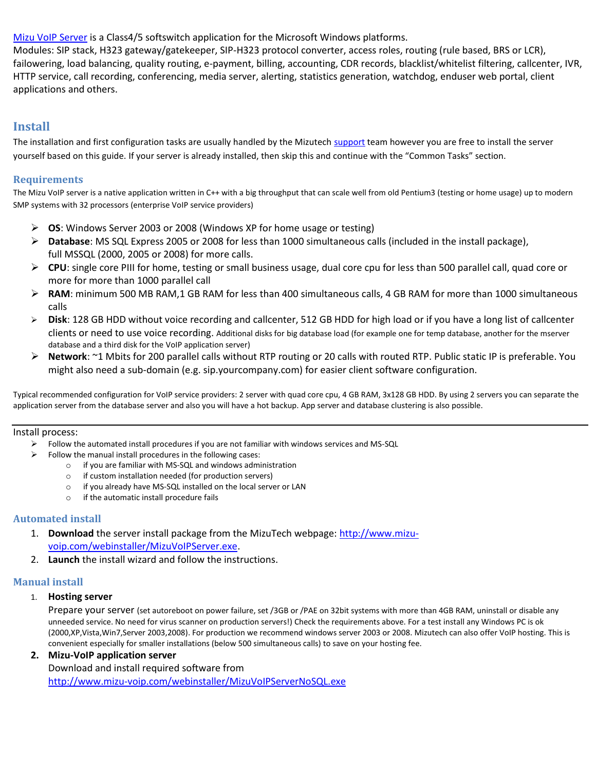[Mizu VoIP Server](http://www.mizu-voip.com) is a Class4/5 softswitch application for the Microsoft Windows platforms.
Modules: SIP stack, H323 gateway/gatekeeper, SIP-H323 protocol converter, access roles, routing (rule based, BRS or LCR), failowering, load balancing, quality routing, e-payment, billing, accounting, CDR records, blacklist/whitelist filtering, callcenter, IVR, HTTP service, call recording, conferencing, media server, alerting, statistics generation, watchdog, enduser web portal, client applications and others.

# Install

The installation and first configuration tasks are usually handled by the Mizutech support team however you are free to install the server yourself based on this guide. If your server is already installed, then skip this and continue with the "Common Tasks" section.

## Requirements

The Mizu VoIP server is a native application written in C++ with a big throughput that can scale well from old Pentium3 (testing or home usage) up to modern SMP systems with 32 processors (enterprise VoIP service providers)

- **OS**: Windows Server 2003 or 2008 (Windows XP for home usage or testing)
- **Database**: MS SQL Express 2005 or 2008 for less than 1000 simultaneous calls (included in the install package), full MSSQL (2000, 2005 or 2008) for more calls.
- **CPU**: single core PIII for home, testing or small business usage, dual core cpu for less than 500 parallel call, quad core or more for more than 1000 parallel call
- **RAM**: minimum 500 MB RAM,1 GB RAM for less than 400 simultaneous calls, 4 GB RAM for more than 1000 simultaneous calls
- **Disk**: 128 GB HDD without voice recording and callcenter, 512 GB HDD for high load or if you have a long list of callcenter clients or need to use voice recording. Additional disks for big database load (for example one for temp database, another for the mserver database and a third disk for the VoIP application server)
- **Network**: ~1 Mbits for 200 parallel calls without RTP routing or 20 calls with routed RTP. Public static IP is preferable. You might also need a sub-domain (e.g. sip.yourcompany.com) for easier client software configuration.

Typical recommended configuration for VoIP service providers: 2 server with quad core cpu, 4 GB RAM, 3x128 GB HDD. By using 2 servers you can separate the application server from the database server and also you will have a hot backup. App server and database clustering is also possible.

---

Install process:

- Follow the automated install procedures if you are not familiar with windows services and MS-SQL
- Follow the manual install procedures in the following cases:
  - if you are familiar with MS-SQL and windows administration
  - if custom installation needed (for production servers)
  - if you already have MS-SQL installed on the local server or LAN
  - if the automatic install procedure fails

## Automated install

1. **Download** the server install package from the MizuTech webpage: [http://www.mizu-voip.com/webinstaller/MizuVoIPServer.exe](http://www.mizu-voip.com/webinstaller/MizuVoIPServer.exe).
2. **Launch** the install wizard and follow the instructions.

## Manual install

1. **Hosting server**
   Prepare your server (set autoreboot on power failure, set /3GB or /PAE on 32bit systems with more than 4GB RAM, uninstall or disable any unneeded service. No need for virus scanner on production servers!) Check the requirements above. For a test install any Windows PC is ok (2000,XP,Vista,Win7,Server 2003,2008). For production we recommend windows server 2003 or 2008. Mizutech can also offer VoIP hosting. This is convenient especially for smaller installations (below 500 simultaneous calls) to save on your hosting fee.
2. **Mizu-VoIP application server**
   Download and install required software from
   [http://www.mizu-voip.com/webinstaller/MizuVoIPServerNoSQL.exe](http://www.mizu-voip.com/webinstaller/MizuVoIPServerNoSQL.exe)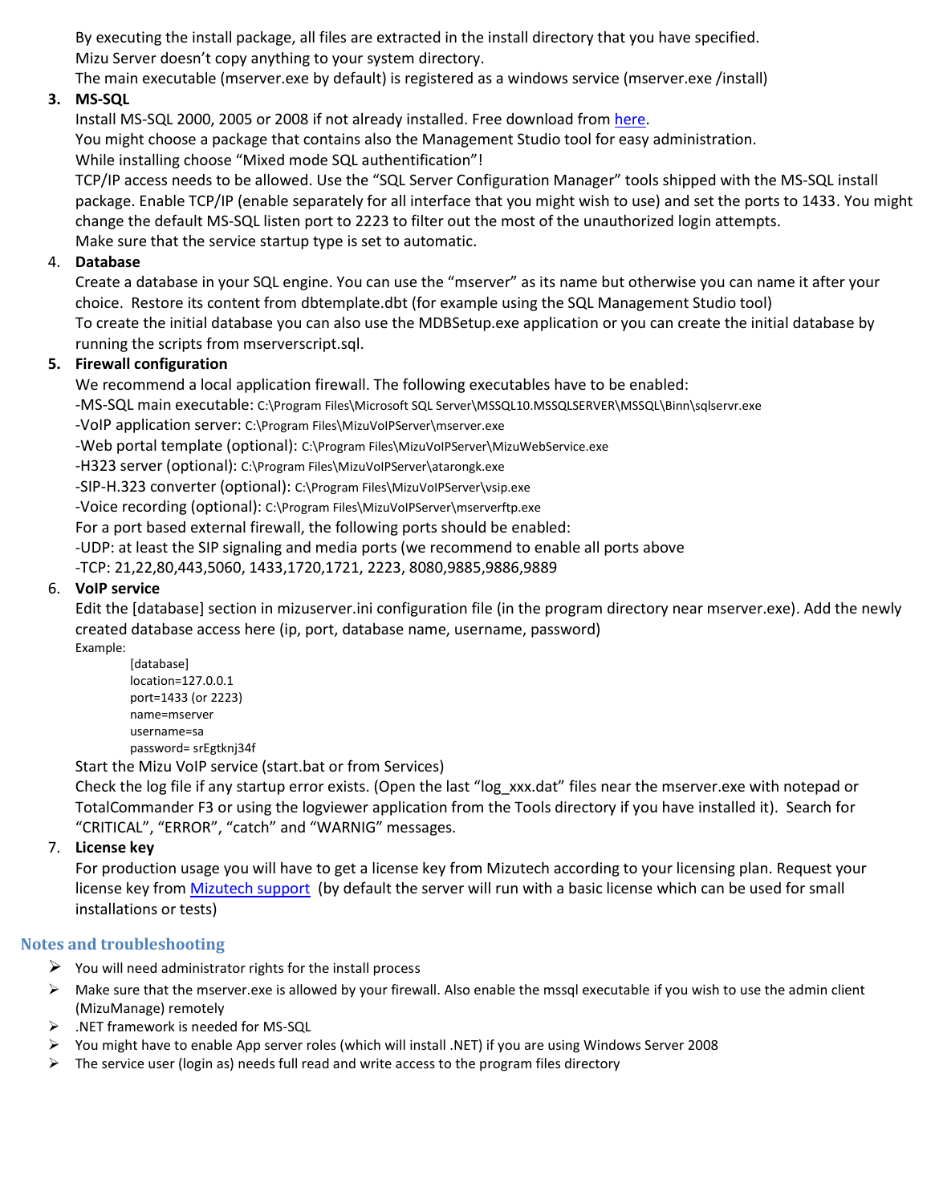By executing the install package, all files are extracted in the install directory that you have specified.
Mizu Server doesn't copy anything to your system directory.
The main executable (mserver.exe by default) is registered as a windows service (mserver.exe /install)

3. **MS-SQL**
   Install MS-SQL 2000, 2005 or 2008 if not already installed. Free download from here.
   You might choose a package that contains also the Management Studio tool for easy administration.
   While installing choose "Mixed mode SQL authentification"!
   TCP/IP access needs to be allowed. Use the "SQL Server Configuration Manager" tools shipped with the MS-SQL install package. Enable TCP/IP (enable separately for all interface that you might wish to use) and set the ports to 1433. You might change the default MS-SQL listen port to 2223 to filter out the most of the unauthorized login attempts.
   Make sure that the service startup type is set to automatic.

4. **Database**
   Create a database in your SQL engine. You can use the "mserver" as its name but otherwise you can name it after your choice. Restore its content from dbtemplate.dbt (for example using the SQL Management Studio tool)
   To create the initial database you can also use the MDBSetup.exe application or you can create the initial database by running the scripts from mserverscript.sql.

5. **Firewall configuration**
   We recommend a local application firewall. The following executables have to be enabled:
   -MS-SQL main executable: C:\Program Files\Microsoft SQL Server\MSSQL10.MSSQLSERVER\MSSQL\Binn\sqlservr.exe
   -VoIP application server: C:\Program Files\MizuVoIPServer\mserver.exe
   -Web portal template (optional): C:\Program Files\MizuVoIPServer\MizuWebService.exe
   -H323 server (optional): C:\Program Files\MizuVoIPServer\atarongk.exe
   -SIP-H.323 converter (optional): C:\Program Files\MizuVoIPServer\vsip.exe
   -Voice recording (optional): C:\Program Files\MizuVoIPServer\mserverftp.exe
   For a port based external firewall, the following ports should be enabled:
   -UDP: at least the SIP signaling and media ports (we recommend to enable all ports above
   -TCP: 21,22,80,443,5060, 1433,1720,1721, 2223, 8080,9885,9886,9889

6. **VoIP service**
   Edit the [database] section in mizuserver.ini configuration file (in the program directory near mserver.exe). Add the newly created database access here (ip, port, database name, username, password)
   Example:

   ```
   [database]
   location=127.0.0.1
   port=1433 (or 2223)
   name=mserver
   username=sa
   password= srEgtknj34f
   ```

   Start the Mizu VoIP service (start.bat or from Services)
   Check the log file if any startup error exists. (Open the last "log_xxx.dat" files near the mserver.exe with notepad or TotalCommander F3 or using the logviewer application from the Tools directory if you have installed it). Search for "CRITICAL", "ERROR", "catch" and "WARNIG" messages.

7. **License key**
   For production usage you will have to get a license key from Mizutech according to your licensing plan. Request your license key from Mizutech support (by default the server will run with a basic license which can be used for small installations or tests)

## Notes and troubleshooting

- You will need administrator rights for the install process
- Make sure that the mserver.exe is allowed by your firewall. Also enable the mssql executable if you wish to use the admin client (MizuManage) remotely
- .NET framework is needed for MS-SQL
- You might have to enable App server roles (which will install .NET) if you are using Windows Server 2008
- The service user (login as) needs full read and write access to the program files directory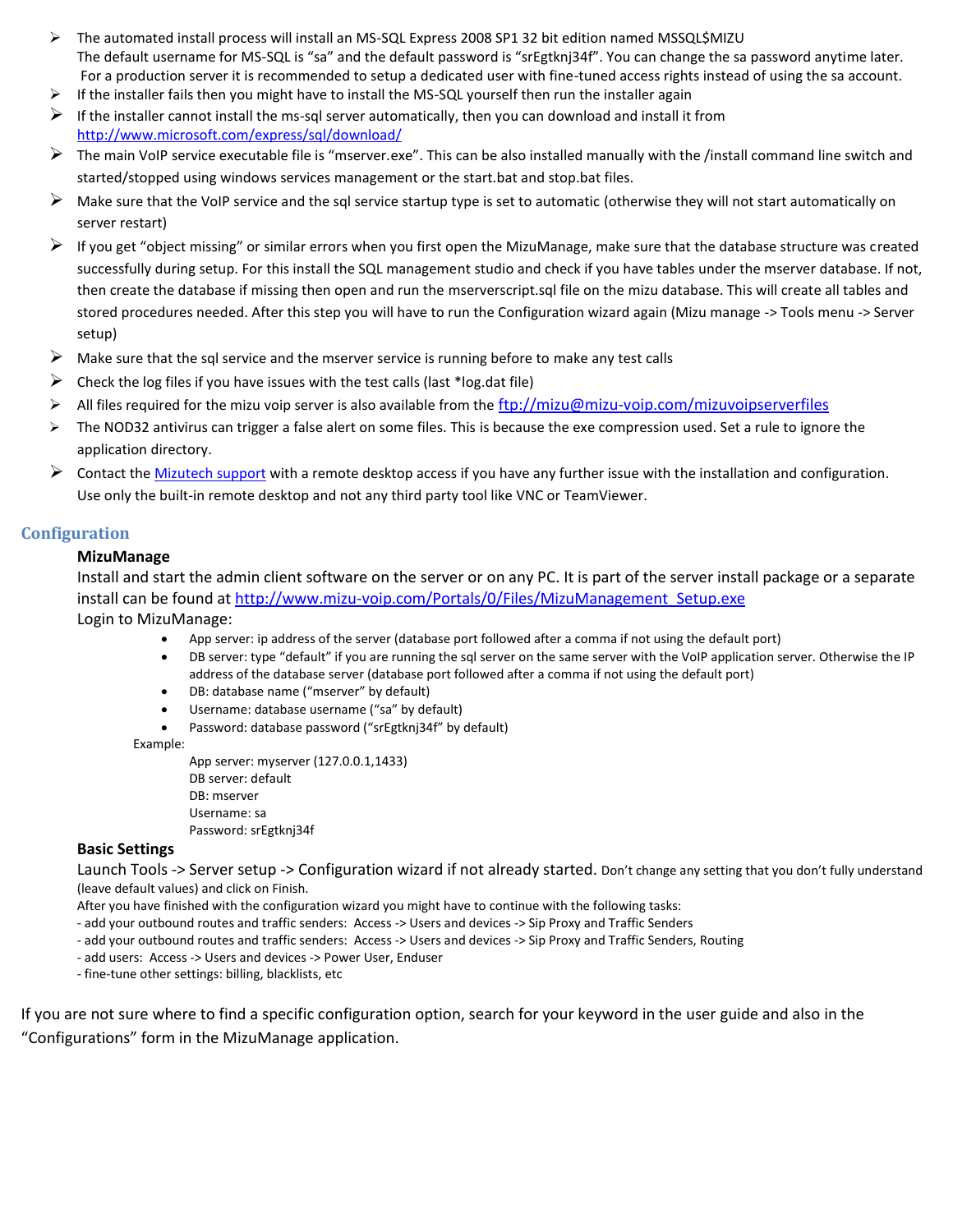- The automated install process will install an MS-SQL Express 2008 SP1 32 bit edition named MSSQL$MIZU
  The default username for MS-SQL is "sa" and the default password is "srEgtknj34f". You can change the sa password anytime later.
  For a production server it is recommended to setup a dedicated user with fine-tuned access rights instead of using the sa account.
- If the installer fails then you might have to install the MS-SQL yourself then run the installer again
- If the installer cannot install the ms-sql server automatically, then you can download and install it from http://www.microsoft.com/express/sql/download/
- The main VoIP service executable file is "mserver.exe". This can be also installed manually with the /install command line switch and started/stopped using windows services management or the start.bat and stop.bat files.
- Make sure that the VoIP service and the sql service startup type is set to automatic (otherwise they will not start automatically on server restart)
- If you get "object missing" or similar errors when you first open the MizuManage, make sure that the database structure was created successfully during setup. For this install the SQL management studio and check if you have tables under the mserver database. If not, then create the database if missing then open and run the mserverscript.sql file on the mizu database. This will create all tables and stored procedures needed. After this step you will have to run the Configuration wizard again (Mizu manage -> Tools menu -> Server setup)
- Make sure that the sql service and the mserver service is running before to make any test calls
- Check the log files if you have issues with the test calls (last *log.dat file)
- All files required for the mizu voip server is also available from the ftp://mizu@mizu-voip.com/mizuvoipserverfiles
- The NOD32 antivirus can trigger a false alert on some files. This is because the exe compression used. Set a rule to ignore the application directory.
- Contact the Mizutech support with a remote desktop access if you have any further issue with the installation and configuration. Use only the built-in remote desktop and not any third party tool like VNC or TeamViewer.

## Configuration

### MizuManage

Install and start the admin client software on the server or on any PC. It is part of the server install package or a separate install can be found at http://www.mizu-voip.com/Portals/0/Files/MizuManagement_Setup.exe

Login to MizuManage:

- App server: ip address of the server (database port followed after a comma if not using the default port)
- DB server: type "default" if you are running the sql server on the same server with the VoIP application server. Otherwise the IP address of the database server (database port followed after a comma if not using the default port)
- DB: database name ("mserver" by default)
- Username: database username ("sa" by default)
- Password: database password ("srEgtknj34f" by default)

Example:

App server: myserver (127.0.0.1,1433)
DB server: default
DB: mserver
Username: sa
Password: srEgtknj34f

### Basic Settings

Launch Tools -> Server setup -> Configuration wizard if not already started. Don't change any setting that you don't fully understand (leave default values) and click on Finish.

After you have finished with the configuration wizard you might have to continue with the following tasks:
- add your outbound routes and traffic senders: Access -> Users and devices -> Sip Proxy and Traffic Senders
- add your outbound routes and traffic senders: Access -> Users and devices -> Sip Proxy and Traffic Senders, Routing
- add users: Access -> Users and devices -> Power User, Enduser
- fine-tune other settings: billing, blacklists, etc

If you are not sure where to find a specific configuration option, search for your keyword in the user guide and also in the "Configurations" form in the MizuManage application.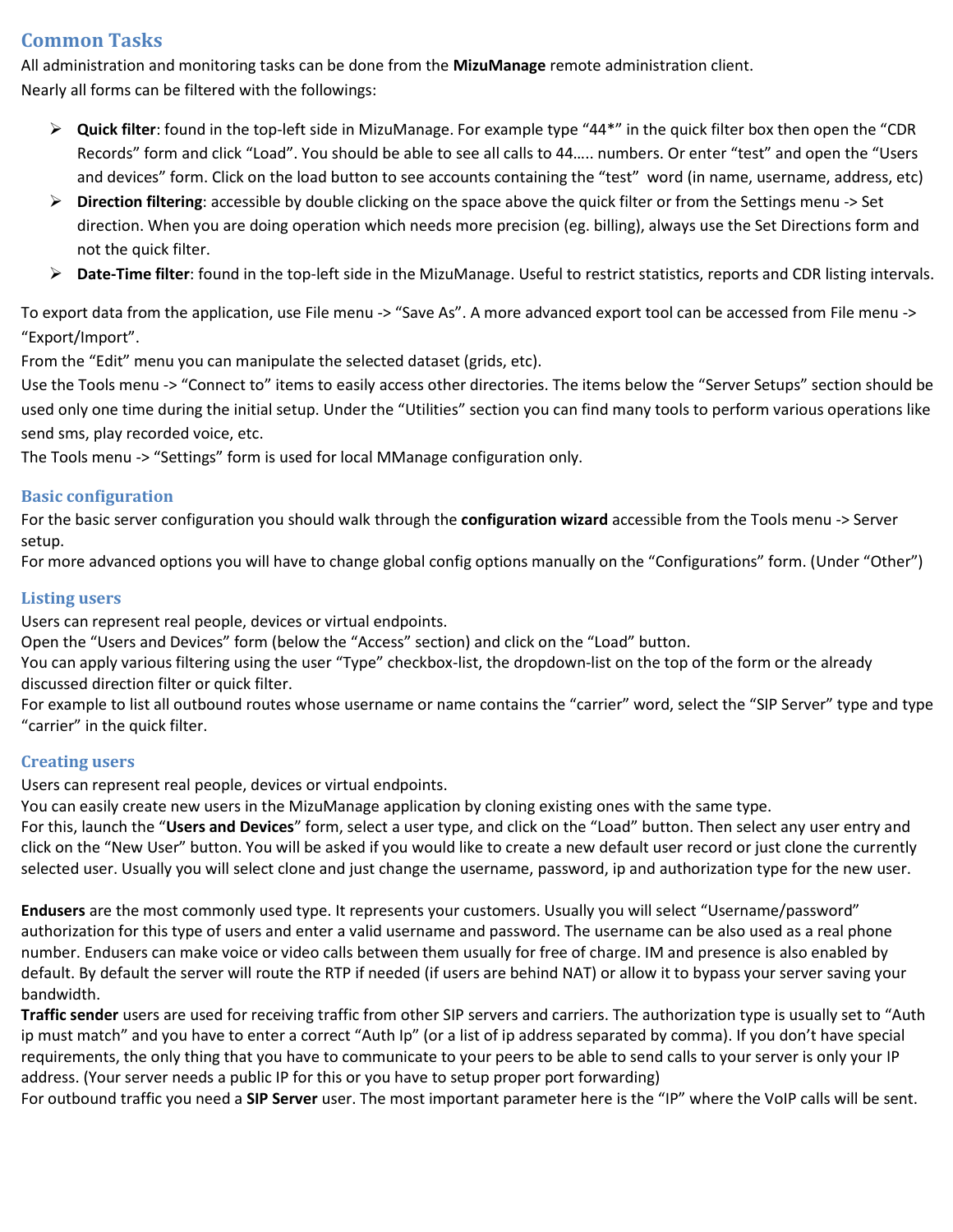## Common Tasks

All administration and monitoring tasks can be done from the **MizuManage** remote administration client.
Nearly all forms can be filtered with the followings:

- **Quick filter**: found in the top-left side in MizuManage. For example type “44*” in the quick filter box then open the “CDR Records” form and click “Load”. You should be able to see all calls to 44….. numbers. Or enter “test” and open the “Users and devices” form. Click on the load button to see accounts containing the “test” word (in name, username, address, etc)
- **Direction filtering**: accessible by double clicking on the space above the quick filter or from the Settings menu -> Set direction. When you are doing operation which needs more precision (eg. billing), always use the Set Directions form and not the quick filter.
- **Date-Time filter**: found in the top-left side in the MizuManage. Useful to restrict statistics, reports and CDR listing intervals.

To export data from the application, use File menu -> “Save As”. A more advanced export tool can be accessed from File menu -> “Export/Import”.
From the “Edit” menu you can manipulate the selected dataset (grids, etc).
Use the Tools menu -> “Connect to” items to easily access other directories. The items below the “Server Setups” section should be used only one time during the initial setup. Under the “Utilities” section you can find many tools to perform various operations like send sms, play recorded voice, etc.
The Tools menu -> “Settings” form is used for local MManage configuration only.

### Basic configuration

For the basic server configuration you should walk through the **configuration wizard** accessible from the Tools menu -> Server setup.
For more advanced options you will have to change global config options manually on the “Configurations” form. (Under “Other”)

### Listing users

Users can represent real people, devices or virtual endpoints.
Open the “Users and Devices” form (below the “Access” section) and click on the “Load” button.
You can apply various filtering using the user “Type” checkbox-list, the dropdown-list on the top of the form or the already discussed direction filter or quick filter.
For example to list all outbound routes whose username or name contains the “carrier” word, select the “SIP Server” type and type “carrier” in the quick filter.

### Creating users

Users can represent real people, devices or virtual endpoints.
You can easily create new users in the MizuManage application by cloning existing ones with the same type.
For this, launch the “**Users and Devices**” form, select a user type, and click on the “Load” button. Then select any user entry and click on the “New User” button. You will be asked if you would like to create a new default user record or just clone the currently selected user. Usually you will select clone and just change the username, password, ip and authorization type for the new user.

**Endusers** are the most commonly used type. It represents your customers. Usually you will select “Username/password” authorization for this type of users and enter a valid username and password. The username can be also used as a real phone number. Endusers can make voice or video calls between them usually for free of charge. IM and presence is also enabled by default. By default the server will route the RTP if needed (if users are behind NAT) or allow it to bypass your server saving your bandwidth.
**Traffic sender** users are used for receiving traffic from other SIP servers and carriers. The authorization type is usually set to “Auth ip must match” and you have to enter a correct “Auth Ip” (or a list of ip address separated by comma). If you don’t have special requirements, the only thing that you have to communicate to your peers to be able to send calls to your server is only your IP address. (Your server needs a public IP for this or you have to setup proper port forwarding)
For outbound traffic you need a **SIP Server** user. The most important parameter here is the “IP” where the VoIP calls will be sent.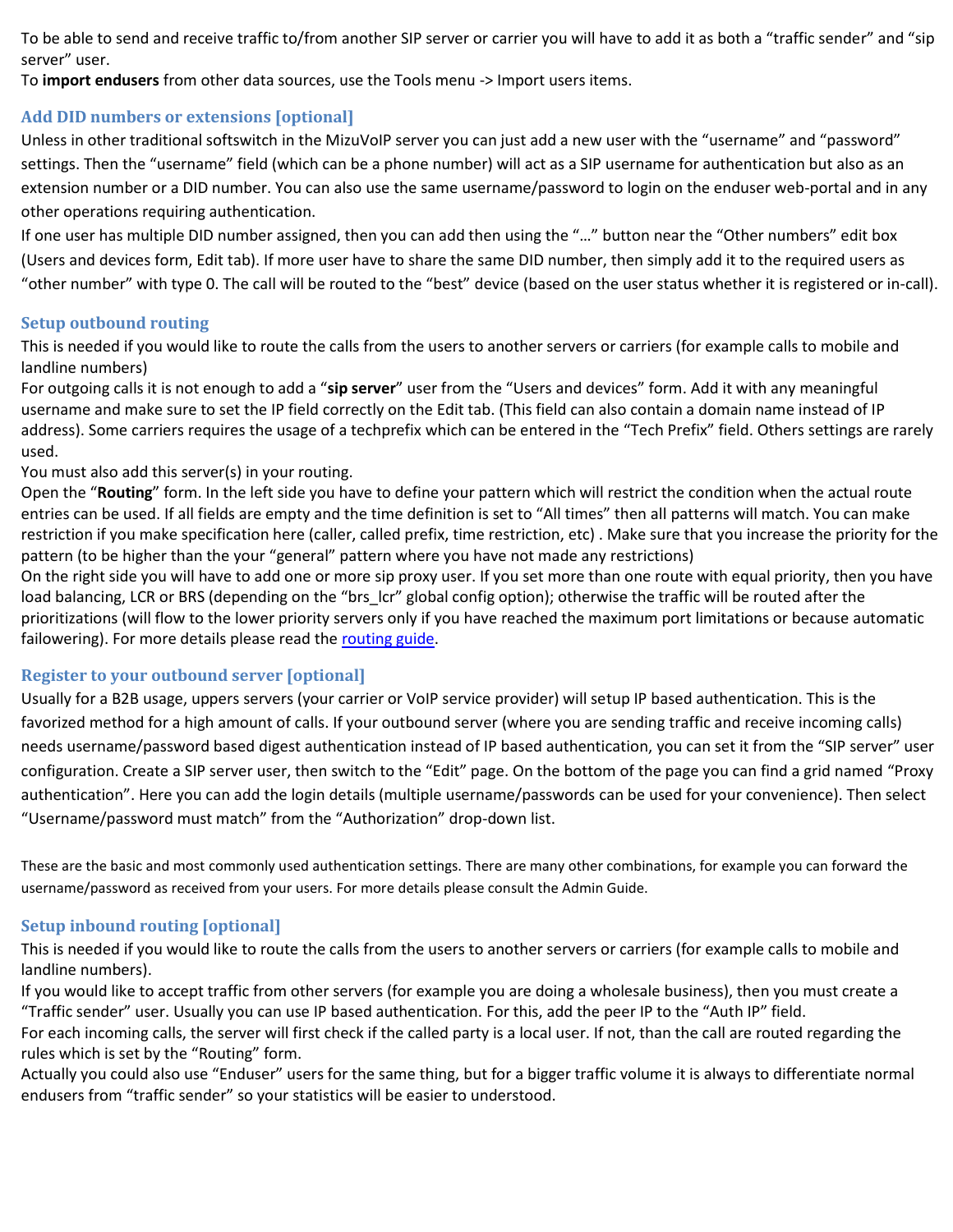To be able to send and receive traffic to/from another SIP server or carrier you will have to add it as both a "traffic sender" and "sip server" user.
To **import endusers** from other data sources, use the Tools menu -> Import users items.

## Add DID numbers or extensions [optional]

Unless in other traditional softswitch in the MizuVoIP server you can just add a new user with the "username" and "password" settings. Then the "username" field (which can be a phone number) will act as a SIP username for authentication but also as an extension number or a DID number. You can also use the same username/password to login on the enduser web-portal and in any other operations requiring authentication.
If one user has multiple DID number assigned, then you can add then using the "…" button near the "Other numbers" edit box (Users and devices form, Edit tab). If more user have to share the same DID number, then simply add it to the required users as "other number" with type 0. The call will be routed to the "best" device (based on the user status whether it is registered or in-call).

## Setup outbound routing

This is needed if you would like to route the calls from the users to another servers or carriers (for example calls to mobile and landline numbers)
For outgoing calls it is not enough to add a "**sip server**" user from the "Users and devices" form. Add it with any meaningful username and make sure to set the IP field correctly on the Edit tab. (This field can also contain a domain name instead of IP address). Some carriers requires the usage of a techprefix which can be entered in the "Tech Prefix" field. Others settings are rarely used.
You must also add this server(s) in your routing.
Open the "**Routing**" form. In the left side you have to define your pattern which will restrict the condition when the actual route entries can be used. If all fields are empty and the time definition is set to "All times" then all patterns will match. You can make restriction if you make specification here (caller, called prefix, time restriction, etc) . Make sure that you increase the priority for the pattern (to be higher than the your "general" pattern where you have not made any restrictions)
On the right side you will have to add one or more sip proxy user. If you set more than one route with equal priority, then you have load balancing, LCR or BRS (depending on the "brs_lcr" global config option); otherwise the traffic will be routed after the prioritizations (will flow to the lower priority servers only if you have reached the maximum port limitations or because automatic failowering). For more details please read the [routing guide](routing guide).

## Register to your outbound server [optional]

Usually for a B2B usage, uppers servers (your carrier or VoIP service provider) will setup IP based authentication. This is the favorized method for a high amount of calls. If your outbound server (where you are sending traffic and receive incoming calls) needs username/password based digest authentication instead of IP based authentication, you can set it from the "SIP server" user configuration. Create a SIP server user, then switch to the "Edit" page. On the bottom of the page you can find a grid named "Proxy authentication". Here you can add the login details (multiple username/passwords can be used for your convenience). Then select "Username/password must match" from the "Authorization" drop-down list.

These are the basic and most commonly used authentication settings. There are many other combinations, for example you can forward the username/password as received from your users. For more details please consult the Admin Guide.

## Setup inbound routing [optional]

This is needed if you would like to route the calls from the users to another servers or carriers (for example calls to mobile and landline numbers).
If you would like to accept traffic from other servers (for example you are doing a wholesale business), then you must create a "Traffic sender" user. Usually you can use IP based authentication. For this, add the peer IP to the "Auth IP" field.
For each incoming calls, the server will first check if the called party is a local user. If not, than the call are routed regarding the rules which is set by the "Routing" form.
Actually you could also use "Enduser" users for the same thing, but for a bigger traffic volume it is always to differentiate normal endusers from "traffic sender" so your statistics will be easier to understood.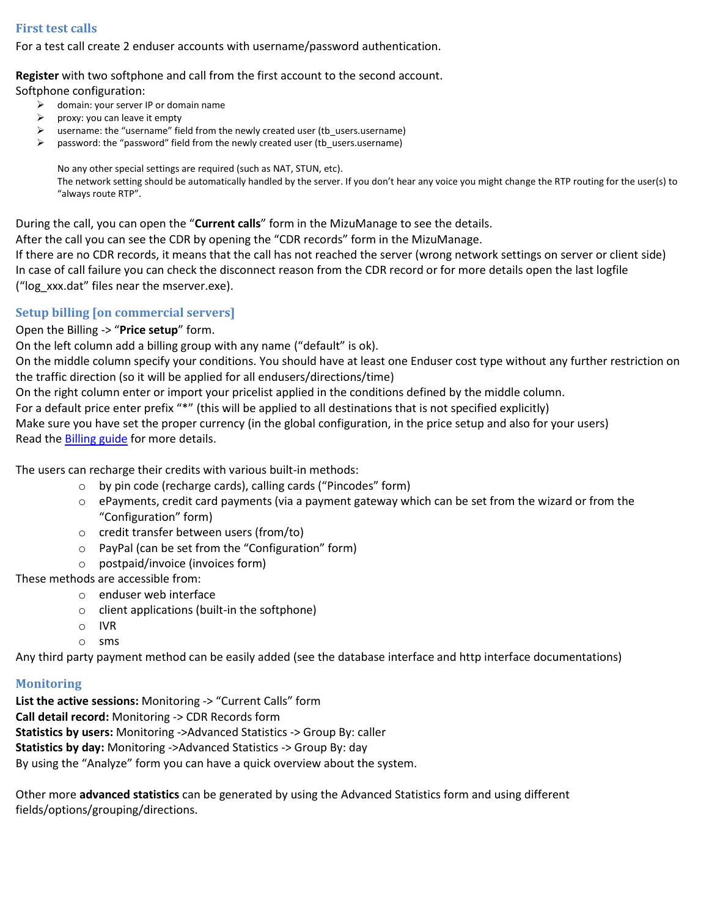## First test calls

For a test call create 2 enduser accounts with username/password authentication.

**Register** with two softphone and call from the first account to the second account.
Softphone configuration:

- domain: your server IP or domain name
- proxy: you can leave it empty
- username: the "username" field from the newly created user (tb_users.username)
- password: the "password" field from the newly created user (tb_users.username)

  No any other special settings are required (such as NAT, STUN, etc).
  The network setting should be automatically handled by the server. If you don't hear any voice you might change the RTP routing for the user(s) to "always route RTP".

During the call, you can open the "**Current calls**" form in the MizuManage to see the details.
After the call you can see the CDR by opening the "CDR records" form in the MizuManage.
If there are no CDR records, it means that the call has not reached the server (wrong network settings on server or client side)
In case of call failure you can check the disconnect reason from the CDR record or for more details open the last logfile ("log_xxx.dat" files near the mserver.exe).

## Setup billing [on commercial servers]

Open the Billing -> "**Price setup**" form.
On the left column add a billing group with any name ("default" is ok).
On the middle column specify your conditions. You should have at least one Enduser cost type without any further restriction on the traffic direction (so it will be applied for all endusers/directions/time)
On the right column enter or import your pricelist applied in the conditions defined by the middle column.
For a default price enter prefix "*" (this will be applied to all destinations that is not specified explicitly)
Make sure you have set the proper currency (in the global configuration, in the price setup and also for your users)
Read the Billing guide for more details.

The users can recharge their credits with various built-in methods:

- by pin code (recharge cards), calling cards ("Pincodes" form)
- ePayments, credit card payments (via a payment gateway which can be set from the wizard or from the "Configuration" form)
- credit transfer between users (from/to)
- PayPal (can be set from the "Configuration" form)
- postpaid/invoice (invoices form)

These methods are accessible from:

- enduser web interface
- client applications (built-in the softphone)
- IVR
- sms

Any third party payment method can be easily added (see the database interface and http interface documentations)

## Monitoring

**List the active sessions:** Monitoring -> "Current Calls" form
**Call detail record:** Monitoring -> CDR Records form
**Statistics by users:** Monitoring ->Advanced Statistics -> Group By: caller
**Statistics by day:** Monitoring ->Advanced Statistics -> Group By: day
By using the "Analyze" form you can have a quick overview about the system.

Other more **advanced statistics** can be generated by using the Advanced Statistics form and using different fields/options/grouping/directions.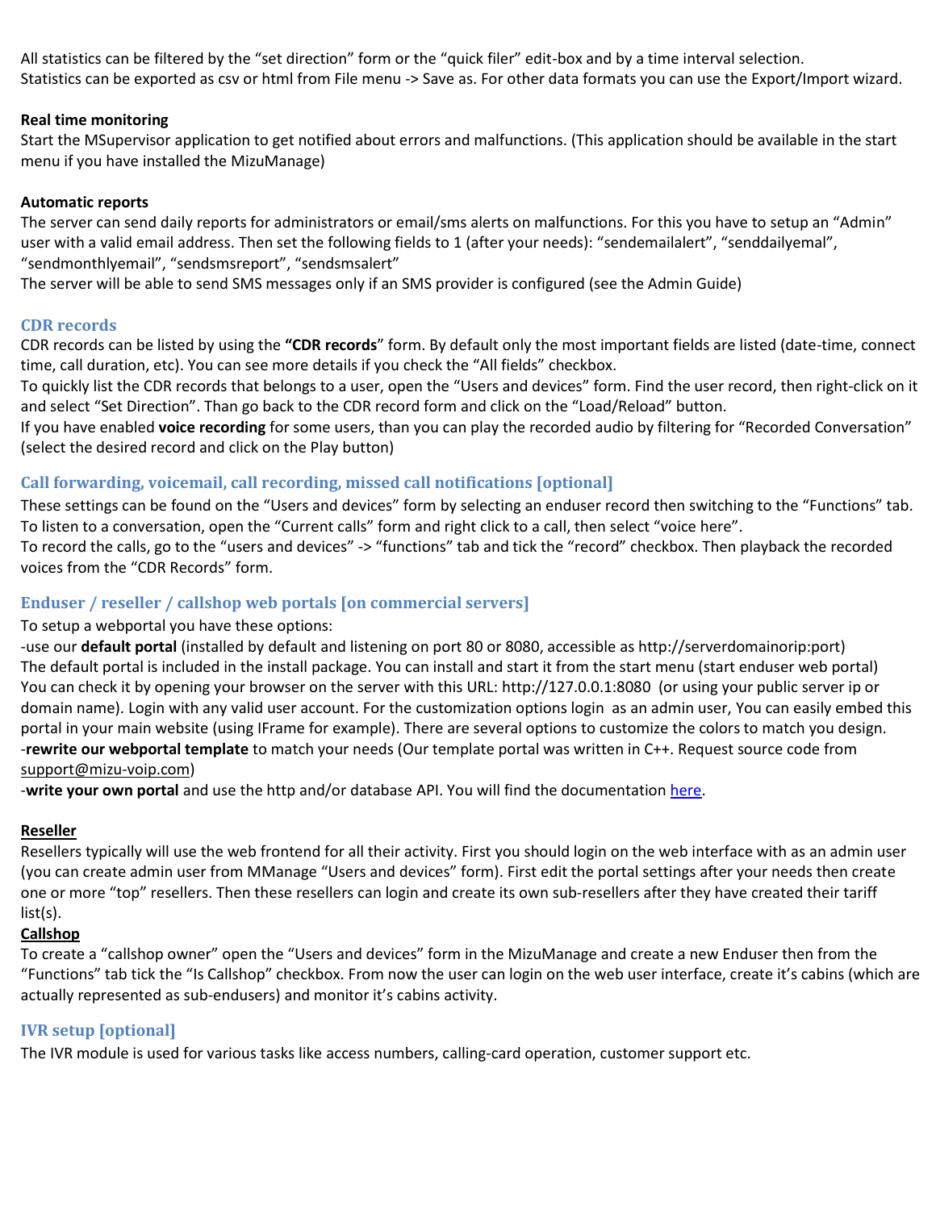All statistics can be filtered by the "set direction" form or the "quick filer" edit-box and by a time interval selection.
Statistics can be exported as csv or html from File menu -> Save as. For other data formats you can use the Export/Import wizard.

**Real time monitoring**

Start the MSupervisor application to get notified about errors and malfunctions. (This application should be available in the start menu if you have installed the MizuManage)

**Automatic reports**

The server can send daily reports for administrators or email/sms alerts on malfunctions. For this you have to setup an "Admin" user with a valid email address. Then set the following fields to 1 (after your needs): "sendemailalert", "senddailyemal", "sendmonthlyemail", "sendsmsreport", "sendsmsalert"
The server will be able to send SMS messages only if an SMS provider is configured (see the Admin Guide)

## CDR records

CDR records can be listed by using the **"CDR records"** form. By default only the most important fields are listed (date-time, connect time, call duration, etc). You can see more details if you check the "All fields" checkbox.
To quickly list the CDR records that belongs to a user, open the "Users and devices" form. Find the user record, then right-click on it and select "Set Direction". Than go back to the CDR record form and click on the "Load/Reload" button.
If you have enabled **voice recording** for some users, than you can play the recorded audio by filtering for "Recorded Conversation" (select the desired record and click on the Play button)

## Call forwarding, voicemail, call recording, missed call notifications [optional]

These settings can be found on the "Users and devices" form by selecting an enduser record then switching to the "Functions" tab.
To listen to a conversation, open the "Current calls" form and right click to a call, then select "voice here".
To record the calls, go to the "users and devices" -> "functions" tab and tick the "record" checkbox. Then playback the recorded voices from the "CDR Records" form.

## Enduser / reseller / callshop web portals [on commercial servers]

To setup a webportal you have these options:
-use our **default portal** (installed by default and listening on port 80 or 8080, accessible as http://serverdomainorip:port)
The default portal is included in the install package. You can install and start it from the start menu (start enduser web portal)
You can check it by opening your browser on the server with this URL: http://127.0.0.1:8080 (or using your public server ip or domain name). Login with any valid user account. For the customization options login as an admin user, You can easily embed this portal in your main website (using IFrame for example). There are several options to customize the colors to match you design.
-**rewrite our webportal template** to match your needs (Our template portal was written in C++. Request source code from support@mizu-voip.com)
-**write your own portal** and use the http and/or database API. You will find the documentation here.

**Reseller**

Resellers typically will use the web frontend for all their activity. First you should login on the web interface with as an admin user (you can create admin user from MManage "Users and devices" form). First edit the portal settings after your needs then create one or more "top" resellers. Then these resellers can login and create its own sub-resellers after they have created their tariff list(s).

**Callshop**

To create a "callshop owner" open the "Users and devices" form in the MizuManage and create a new Enduser then from the "Functions" tab tick the "Is Callshop" checkbox. From now the user can login on the web user interface, create it's cabins (which are actually represented as sub-endusers) and monitor it's cabins activity.

## IVR setup [optional]

The IVR module is used for various tasks like access numbers, calling-card operation, customer support etc.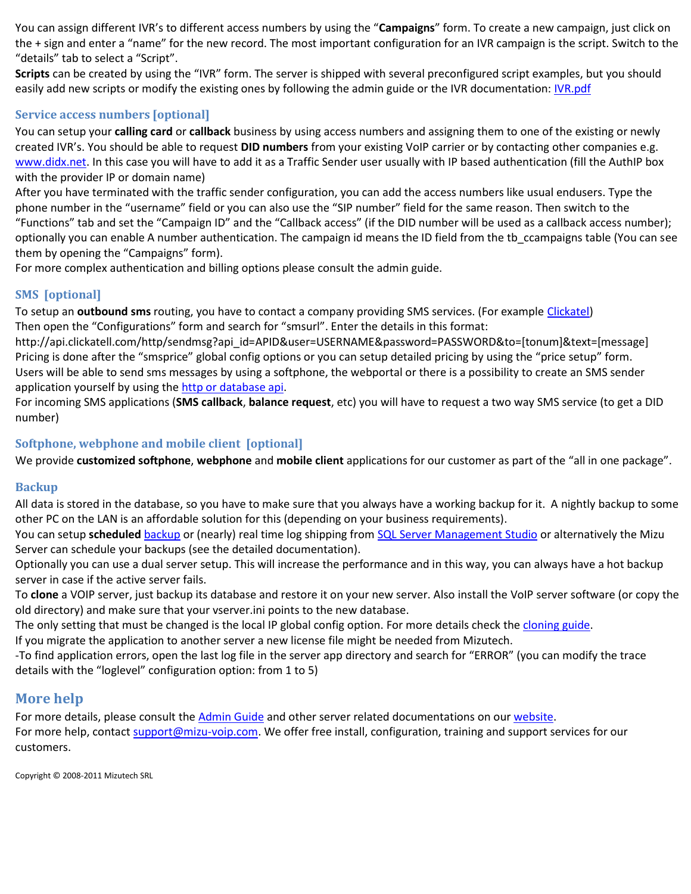You can assign different IVR's to different access numbers by using the "**Campaigns**" form. To create a new campaign, just click on the + sign and enter a "name" for the new record. The most important configuration for an IVR campaign is the script. Switch to the "details" tab to select a "Script".

**Scripts** can be created by using the "IVR" form. The server is shipped with several preconfigured script examples, but you should easily add new scripts or modify the existing ones by following the admin guide or the IVR documentation: IVR.pdf

### Service access numbers [optional]

You can setup your **calling card** or **callback** business by using access numbers and assigning them to one of the existing or newly created IVR's. You should be able to request **DID numbers** from your existing VoIP carrier or by contacting other companies e.g. www.didx.net. In this case you will have to add it as a Traffic Sender user usually with IP based authentication (fill the AuthIP box with the provider IP or domain name)

After you have terminated with the traffic sender configuration, you can add the access numbers like usual endusers. Type the phone number in the "username" field or you can also use the "SIP number" field for the same reason. Then switch to the "Functions" tab and set the "Campaign ID" and the "Callback access" (if the DID number will be used as a callback access number); optionally you can enable A number authentication. The campaign id means the ID field from the tb_ccampaigns table (You can see them by opening the "Campaigns" form).

For more complex authentication and billing options please consult the admin guide.

### SMS [optional]

To setup an **outbound sms** routing, you have to contact a company providing SMS services. (For example Clickatel)

Then open the "Configurations" form and search for "smsurl". Enter the details in this format:

http://api.clickatell.com/http/sendmsg?api_id=APID&user=USERNAME&password=PASSWORD&to=[tonum]&text=[message]

Pricing is done after the "smsprice" global config options or you can setup detailed pricing by using the "price setup" form.

Users will be able to send sms messages by using a softphone, the webportal or there is a possibility to create an SMS sender application yourself by using the http or database api.

For incoming SMS applications (**SMS callback**, **balance request**, etc) you will have to request a two way SMS service (to get a DID number)

### Softphone, webphone and mobile client [optional]

We provide **customized softphone**, **webphone** and **mobile client** applications for our customer as part of the "all in one package".

### Backup

All data is stored in the database, so you have to make sure that you always have a working backup for it. A nightly backup to some other PC on the LAN is an affordable solution for this (depending on your business requirements).

You can setup **scheduled** backup or (nearly) real time log shipping from SQL Server Management Studio or alternatively the Mizu Server can schedule your backups (see the detailed documentation).

Optionally you can use a dual server setup. This will increase the performance and in this way, you can always have a hot backup server in case if the active server fails.

To **clone** a VOIP server, just backup its database and restore it on your new server. Also install the VoIP server software (or copy the old directory) and make sure that your vserver.ini points to the new database.

The only setting that must be changed is the local IP global config option. For more details check the cloning guide.

If you migrate the application to another server a new license file might be needed from Mizutech.

-To find application errors, open the last log file in the server app directory and search for "ERROR" (you can modify the trace details with the "loglevel" configuration option: from 1 to 5)

## More help

For more details, please consult the Admin Guide and other server related documentations on our website.

For more help, contact support@mizu-voip.com. We offer free install, configuration, training and support services for our customers.

Copyright © 2008-2011 Mizutech SRL